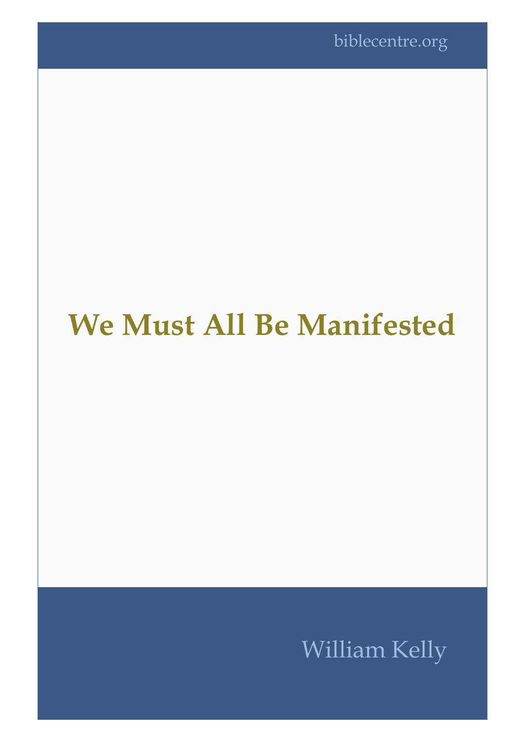biblecentre.org

# We Must All Be Manifested

William Kelly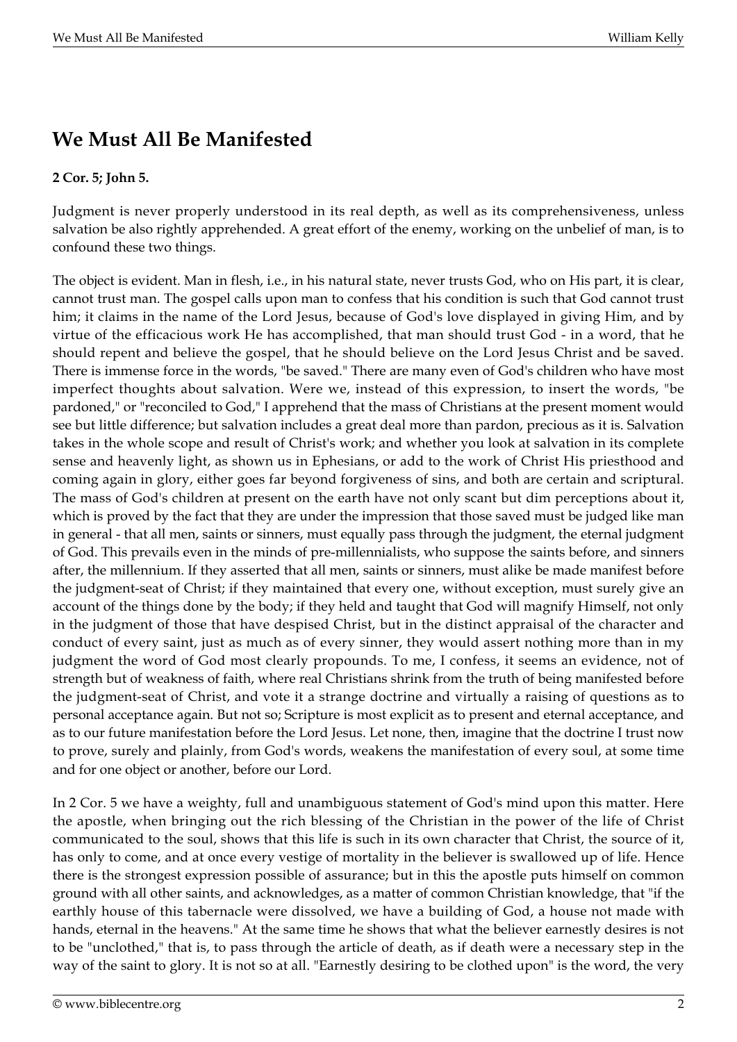# We Must All Be Manifested

**2 Cor. 5; John 5.**

Judgment is never properly understood in its real depth, as well as its comprehensiveness, unless salvation be also rightly apprehended. A great effort of the enemy, working on the unbelief of man, is to confound these two things.

The object is evident. Man in flesh, i.e., in his natural state, never trusts God, who on His part, it is clear, cannot trust man. The gospel calls upon man to confess that his condition is such that God cannot trust him; it claims in the name of the Lord Jesus, because of God's love displayed in giving Him, and by virtue of the efficacious work He has accomplished, that man should trust God - in a word, that he should repent and believe the gospel, that he should believe on the Lord Jesus Christ and be saved. There is immense force in the words, "be saved." There are many even of God's children who have most imperfect thoughts about salvation. Were we, instead of this expression, to insert the words, "be pardoned," or "reconciled to God," I apprehend that the mass of Christians at the present moment would see but little difference; but salvation includes a great deal more than pardon, precious as it is. Salvation takes in the whole scope and result of Christ's work; and whether you look at salvation in its complete sense and heavenly light, as shown us in Ephesians, or add to the work of Christ His priesthood and coming again in glory, either goes far beyond forgiveness of sins, and both are certain and scriptural. The mass of God's children at present on the earth have not only scant but dim perceptions about it, which is proved by the fact that they are under the impression that those saved must be judged like man in general - that all men, saints or sinners, must equally pass through the judgment, the eternal judgment of God. This prevails even in the minds of pre-millennialists, who suppose the saints before, and sinners after, the millennium. If they asserted that all men, saints or sinners, must alike be made manifest before the judgment-seat of Christ; if they maintained that every one, without exception, must surely give an account of the things done by the body; if they held and taught that God will magnify Himself, not only in the judgment of those that have despised Christ, but in the distinct appraisal of the character and conduct of every saint, just as much as of every sinner, they would assert nothing more than in my judgment the word of God most clearly propounds. To me, I confess, it seems an evidence, not of strength but of weakness of faith, where real Christians shrink from the truth of being manifested before the judgment-seat of Christ, and vote it a strange doctrine and virtually a raising of questions as to personal acceptance again. But not so; Scripture is most explicit as to present and eternal acceptance, and as to our future manifestation before the Lord Jesus. Let none, then, imagine that the doctrine I trust now to prove, surely and plainly, from God's words, weakens the manifestation of every soul, at some time and for one object or another, before our Lord.

In 2 Cor. 5 we have a weighty, full and unambiguous statement of God's mind upon this matter. Here the apostle, when bringing out the rich blessing of the Christian in the power of the life of Christ communicated to the soul, shows that this life is such in its own character that Christ, the source of it, has only to come, and at once every vestige of mortality in the believer is swallowed up of life. Hence there is the strongest expression possible of assurance; but in this the apostle puts himself on common ground with all other saints, and acknowledges, as a matter of common Christian knowledge, that "if the earthly house of this tabernacle were dissolved, we have a building of God, a house not made with hands, eternal in the heavens." At the same time he shows that what the believer earnestly desires is not to be "unclothed," that is, to pass through the article of death, as if death were a necessary step in the way of the saint to glory. It is not so at all. "Earnestly desiring to be clothed upon" is the word, the very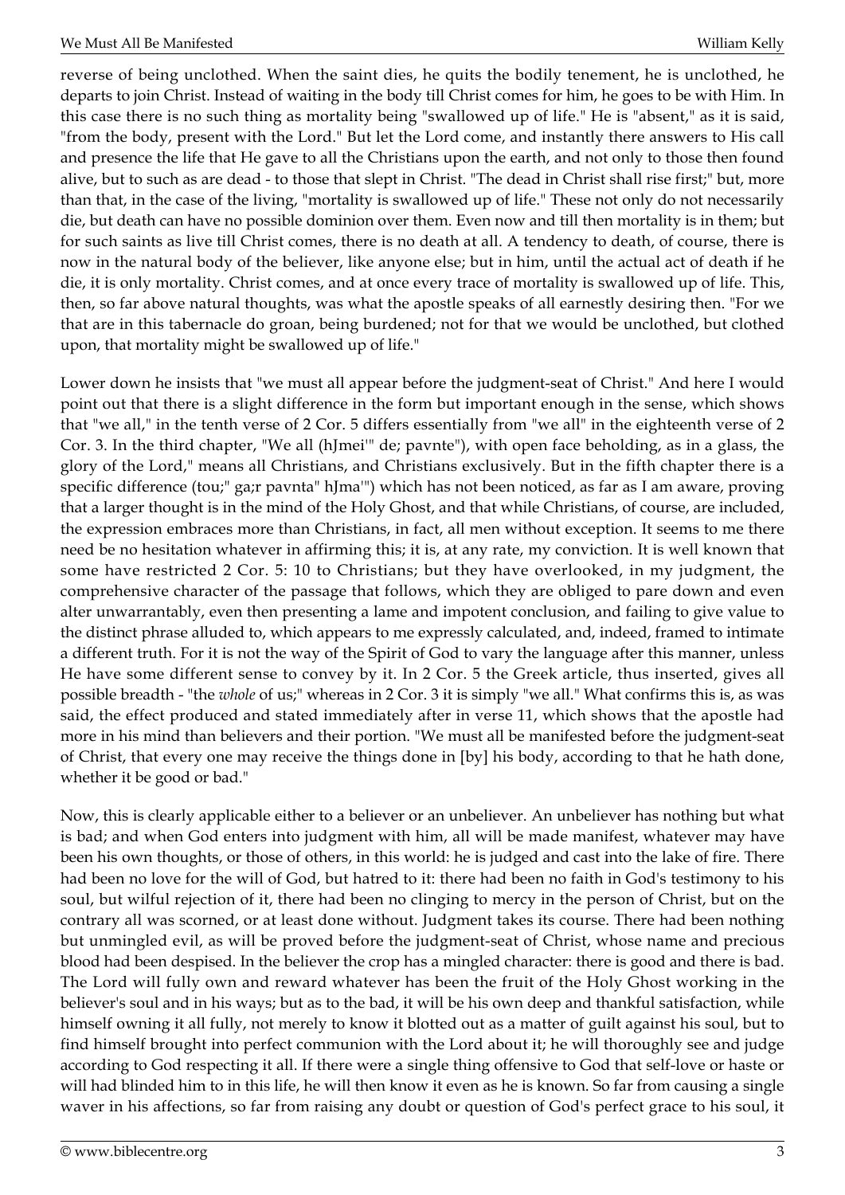reverse of being unclothed. When the saint dies, he quits the bodily tenement, he is unclothed, he departs to join Christ. Instead of waiting in the body till Christ comes for him, he goes to be with Him. In this case there is no such thing as mortality being "swallowed up of life." He is "absent," as it is said, "from the body, present with the Lord." But let the Lord come, and instantly there answers to His call and presence the life that He gave to all the Christians upon the earth, and not only to those then found alive, but to such as are dead - to those that slept in Christ. "The dead in Christ shall rise first;" but, more than that, in the case of the living, "mortality is swallowed up of life." These not only do not necessarily die, but death can have no possible dominion over them. Even now and till then mortality is in them; but for such saints as live till Christ comes, there is no death at all. A tendency to death, of course, there is now in the natural body of the believer, like anyone else; but in him, until the actual act of death if he die, it is only mortality. Christ comes, and at once every trace of mortality is swallowed up of life. This, then, so far above natural thoughts, was what the apostle speaks of all earnestly desiring then. "For we that are in this tabernacle do groan, being burdened; not for that we would be unclothed, but clothed upon, that mortality might be swallowed up of life."

Lower down he insists that "we must all appear before the judgment-seat of Christ." And here I would point out that there is a slight difference in the form but important enough in the sense, which shows that "we all," in the tenth verse of 2 Cor. 5 differs essentially from "we all" in the eighteenth verse of 2 Cor. 3. In the third chapter, "We all (hJmei'" de; pavnte"), with open face beholding, as in a glass, the glory of the Lord," means all Christians, and Christians exclusively. But in the fifth chapter there is a specific difference (tou;" ga;r pavnta" hJma'") which has not been noticed, as far as I am aware, proving that a larger thought is in the mind of the Holy Ghost, and that while Christians, of course, are included, the expression embraces more than Christians, in fact, all men without exception. It seems to me there need be no hesitation whatever in affirming this; it is, at any rate, my conviction. It is well known that some have restricted 2 Cor. 5: 10 to Christians; but they have overlooked, in my judgment, the comprehensive character of the passage that follows, which they are obliged to pare down and even alter unwarrantably, even then presenting a lame and impotent conclusion, and failing to give value to the distinct phrase alluded to, which appears to me expressly calculated, and, indeed, framed to intimate a different truth. For it is not the way of the Spirit of God to vary the language after this manner, unless He have some different sense to convey by it. In 2 Cor. 5 the Greek article, thus inserted, gives all possible breadth - "the *whole* of us;" whereas in 2 Cor. 3 it is simply "we all." What confirms this is, as was said, the effect produced and stated immediately after in verse 11, which shows that the apostle had more in his mind than believers and their portion. "We must all be manifested before the judgment-seat of Christ, that every one may receive the things done in [by] his body, according to that he hath done, whether it be good or bad."

Now, this is clearly applicable either to a believer or an unbeliever. An unbeliever has nothing but what is bad; and when God enters into judgment with him, all will be made manifest, whatever may have been his own thoughts, or those of others, in this world: he is judged and cast into the lake of fire. There had been no love for the will of God, but hatred to it: there had been no faith in God's testimony to his soul, but wilful rejection of it, there had been no clinging to mercy in the person of Christ, but on the contrary all was scorned, or at least done without. Judgment takes its course. There had been nothing but unmingled evil, as will be proved before the judgment-seat of Christ, whose name and precious blood had been despised. In the believer the crop has a mingled character: there is good and there is bad. The Lord will fully own and reward whatever has been the fruit of the Holy Ghost working in the believer's soul and in his ways; but as to the bad, it will be his own deep and thankful satisfaction, while himself owning it all fully, not merely to know it blotted out as a matter of guilt against his soul, but to find himself brought into perfect communion with the Lord about it; he will thoroughly see and judge according to God respecting it all. If there were a single thing offensive to God that self-love or haste or will had blinded him to in this life, he will then know it even as he is known. So far from causing a single waver in his affections, so far from raising any doubt or question of God's perfect grace to his soul, it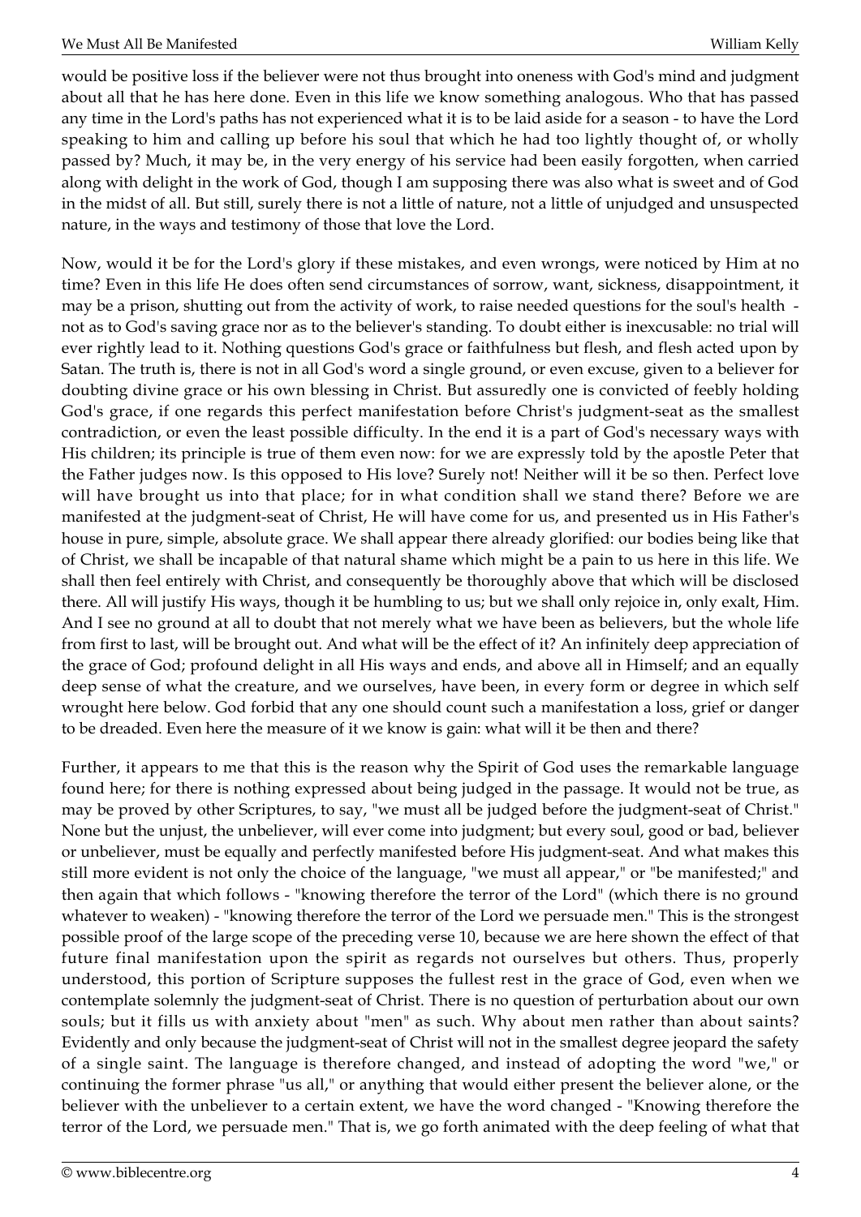would be positive loss if the believer were not thus brought into oneness with God's mind and judgment about all that he has here done. Even in this life we know something analogous. Who that has passed any time in the Lord's paths has not experienced what it is to be laid aside for a season - to have the Lord speaking to him and calling up before his soul that which he had too lightly thought of, or wholly passed by? Much, it may be, in the very energy of his service had been easily forgotten, when carried along with delight in the work of God, though I am supposing there was also what is sweet and of God in the midst of all. But still, surely there is not a little of nature, not a little of unjudged and unsuspected nature, in the ways and testimony of those that love the Lord.

Now, would it be for the Lord's glory if these mistakes, and even wrongs, were noticed by Him at no time? Even in this life He does often send circumstances of sorrow, want, sickness, disappointment, it may be a prison, shutting out from the activity of work, to raise needed questions for the soul's health - not as to God's saving grace nor as to the believer's standing. To doubt either is inexcusable: no trial will ever rightly lead to it. Nothing questions God's grace or faithfulness but flesh, and flesh acted upon by Satan. The truth is, there is not in all God's word a single ground, or even excuse, given to a believer for doubting divine grace or his own blessing in Christ. But assuredly one is convicted of feebly holding God's grace, if one regards this perfect manifestation before Christ's judgment-seat as the smallest contradiction, or even the least possible difficulty. In the end it is a part of God's necessary ways with His children; its principle is true of them even now: for we are expressly told by the apostle Peter that the Father judges now. Is this opposed to His love? Surely not! Neither will it be so then. Perfect love will have brought us into that place; for in what condition shall we stand there? Before we are manifested at the judgment-seat of Christ, He will have come for us, and presented us in His Father's house in pure, simple, absolute grace. We shall appear there already glorified: our bodies being like that of Christ, we shall be incapable of that natural shame which might be a pain to us here in this life. We shall then feel entirely with Christ, and consequently be thoroughly above that which will be disclosed there. All will justify His ways, though it be humbling to us; but we shall only rejoice in, only exalt, Him. And I see no ground at all to doubt that not merely what we have been as believers, but the whole life from first to last, will be brought out. And what will be the effect of it? An infinitely deep appreciation of the grace of God; profound delight in all His ways and ends, and above all in Himself; and an equally deep sense of what the creature, and we ourselves, have been, in every form or degree in which self wrought here below. God forbid that any one should count such a manifestation a loss, grief or danger to be dreaded. Even here the measure of it we know is gain: what will it be then and there?

Further, it appears to me that this is the reason why the Spirit of God uses the remarkable language found here; for there is nothing expressed about being judged in the passage. It would not be true, as may be proved by other Scriptures, to say, "we must all be judged before the judgment-seat of Christ." None but the unjust, the unbeliever, will ever come into judgment; but every soul, good or bad, believer or unbeliever, must be equally and perfectly manifested before His judgment-seat. And what makes this still more evident is not only the choice of the language, "we must all appear," or "be manifested;" and then again that which follows - "knowing therefore the terror of the Lord" (which there is no ground whatever to weaken) - "knowing therefore the terror of the Lord we persuade men." This is the strongest possible proof of the large scope of the preceding verse 10, because we are here shown the effect of that future final manifestation upon the spirit as regards not ourselves but others. Thus, properly understood, this portion of Scripture supposes the fullest rest in the grace of God, even when we contemplate solemnly the judgment-seat of Christ. There is no question of perturbation about our own souls; but it fills us with anxiety about "men" as such. Why about men rather than about saints? Evidently and only because the judgment-seat of Christ will not in the smallest degree jeopard the safety of a single saint. The language is therefore changed, and instead of adopting the word "we," or continuing the former phrase "us all," or anything that would either present the believer alone, or the believer with the unbeliever to a certain extent, we have the word changed - "Knowing therefore the terror of the Lord, we persuade men." That is, we go forth animated with the deep feeling of what that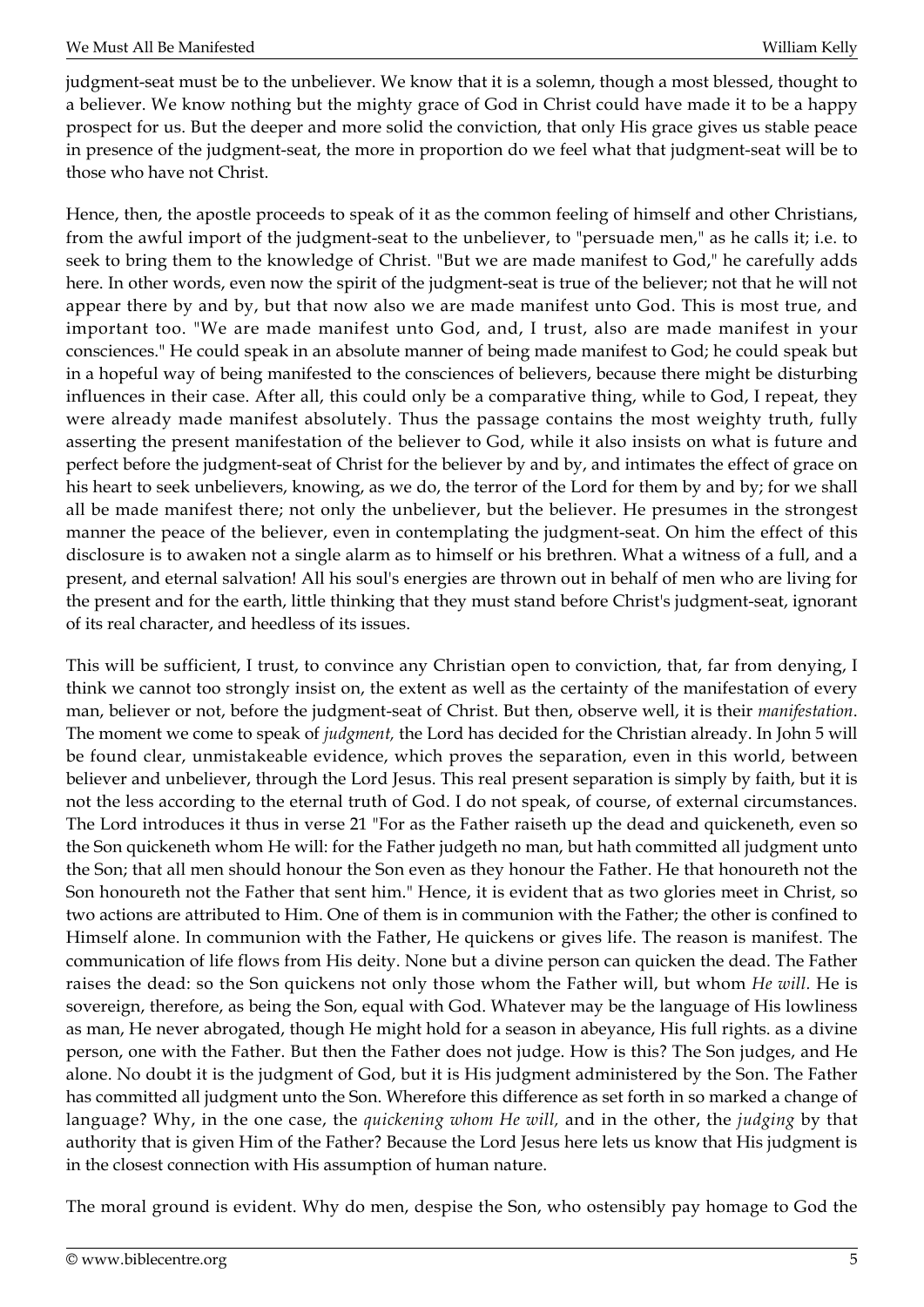judgment-seat must be to the unbeliever. We know that it is a solemn, though a most blessed, thought to a believer. We know nothing but the mighty grace of God in Christ could have made it to be a happy prospect for us. But the deeper and more solid the conviction, that only His grace gives us stable peace in presence of the judgment-seat, the more in proportion do we feel what that judgment-seat will be to those who have not Christ.

Hence, then, the apostle proceeds to speak of it as the common feeling of himself and other Christians, from the awful import of the judgment-seat to the unbeliever, to "persuade men," as he calls it; i.e. to seek to bring them to the knowledge of Christ. "But we are made manifest to God," he carefully adds here. In other words, even now the spirit of the judgment-seat is true of the believer; not that he will not appear there by and by, but that now also we are made manifest unto God. This is most true, and important too. "We are made manifest unto God, and, I trust, also are made manifest in your consciences." He could speak in an absolute manner of being made manifest to God; he could speak but in a hopeful way of being manifested to the consciences of believers, because there might be disturbing influences in their case. After all, this could only be a comparative thing, while to God, I repeat, they were already made manifest absolutely. Thus the passage contains the most weighty truth, fully asserting the present manifestation of the believer to God, while it also insists on what is future and perfect before the judgment-seat of Christ for the believer by and by, and intimates the effect of grace on his heart to seek unbelievers, knowing, as we do, the terror of the Lord for them by and by; for we shall all be made manifest there; not only the unbeliever, but the believer. He presumes in the strongest manner the peace of the believer, even in contemplating the judgment-seat. On him the effect of this disclosure is to awaken not a single alarm as to himself or his brethren. What a witness of a full, and a present, and eternal salvation! All his soul's energies are thrown out in behalf of men who are living for the present and for the earth, little thinking that they must stand before Christ's judgment-seat, ignorant of its real character, and heedless of its issues.

This will be sufficient, I trust, to convince any Christian open to conviction, that, far from denying, I think we cannot too strongly insist on, the extent as well as the certainty of the manifestation of every man, believer or not, before the judgment-seat of Christ. But then, observe well, it is their *manifestation*. The moment we come to speak of *judgment,* the Lord has decided for the Christian already. In John 5 will be found clear, unmistakeable evidence, which proves the separation, even in this world, between believer and unbeliever, through the Lord Jesus. This real present separation is simply by faith, but it is not the less according to the eternal truth of God. I do not speak, of course, of external circumstances. The Lord introduces it thus in verse 21 "For as the Father raiseth up the dead and quickeneth, even so the Son quickeneth whom He will: for the Father judgeth no man, but hath committed all judgment unto the Son; that all men should honour the Son even as they honour the Father. He that honoureth not the Son honoureth not the Father that sent him." Hence, it is evident that as two glories meet in Christ, so two actions are attributed to Him. One of them is in communion with the Father; the other is confined to Himself alone. In communion with the Father, He quickens or gives life. The reason is manifest. The communication of life flows from His deity. None but a divine person can quicken the dead. The Father raises the dead: so the Son quickens not only those whom the Father will, but whom *He will*. He is sovereign, therefore, as being the Son, equal with God. Whatever may be the language of His lowliness as man, He never abrogated, though He might hold for a season in abeyance, His full rights. as a divine person, one with the Father. But then the Father does not judge. How is this? The Son judges, and He alone. No doubt it is the judgment of God, but it is His judgment administered by the Son. The Father has committed all judgment unto the Son. Wherefore this difference as set forth in so marked a change of language? Why, in the one case, the *quickening whom He will,* and in the other, the *judging* by that authority that is given Him of the Father? Because the Lord Jesus here lets us know that His judgment is in the closest connection with His assumption of human nature.

The moral ground is evident. Why do men, despise the Son, who ostensibly pay homage to God the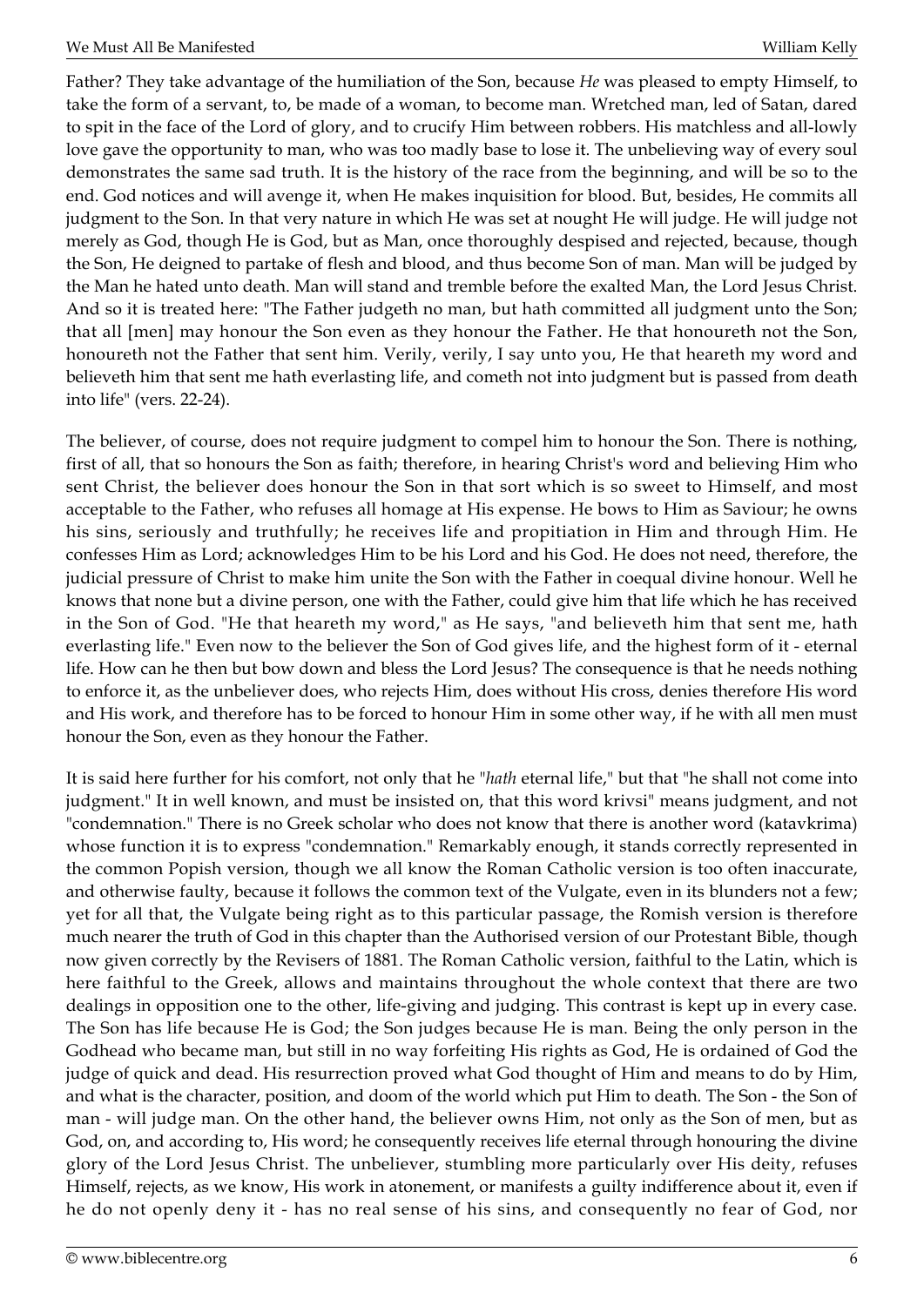Father? They take advantage of the humiliation of the Son, because *He* was pleased to empty Himself, to take the form of a servant, to, be made of a woman, to become man. Wretched man, led of Satan, dared to spit in the face of the Lord of glory, and to crucify Him between robbers. His matchless and all-lowly love gave the opportunity to man, who was too madly base to lose it. The unbelieving way of every soul demonstrates the same sad truth. It is the history of the race from the beginning, and will be so to the end. God notices and will avenge it, when He makes inquisition for blood. But, besides, He commits all judgment to the Son. In that very nature in which He was set at nought He will judge. He will judge not merely as God, though He is God, but as Man, once thoroughly despised and rejected, because, though the Son, He deigned to partake of flesh and blood, and thus become Son of man. Man will be judged by the Man he hated unto death. Man will stand and tremble before the exalted Man, the Lord Jesus Christ. And so it is treated here: "The Father judgeth no man, but hath committed all judgment unto the Son; that all [men] may honour the Son even as they honour the Father. He that honoureth not the Son, honoureth not the Father that sent him. Verily, verily, I say unto you, He that heareth my word and believeth him that sent me hath everlasting life, and cometh not into judgment but is passed from death into life" (vers. 22-24).

The believer, of course, does not require judgment to compel him to honour the Son. There is nothing, first of all, that so honours the Son as faith; therefore, in hearing Christ's word and believing Him who sent Christ, the believer does honour the Son in that sort which is so sweet to Himself, and most acceptable to the Father, who refuses all homage at His expense. He bows to Him as Saviour; he owns his sins, seriously and truthfully; he receives life and propitiation in Him and through Him. He confesses Him as Lord; acknowledges Him to be his Lord and his God. He does not need, therefore, the judicial pressure of Christ to make him unite the Son with the Father in coequal divine honour. Well he knows that none but a divine person, one with the Father, could give him that life which he has received in the Son of God. "He that heareth my word," as He says, "and believeth him that sent me, hath everlasting life." Even now to the believer the Son of God gives life, and the highest form of it - eternal life. How can he then but bow down and bless the Lord Jesus? The consequence is that he needs nothing to enforce it, as the unbeliever does, who rejects Him, does without His cross, denies therefore His word and His work, and therefore has to be forced to honour Him in some other way, if he with all men must honour the Son, even as they honour the Father.

It is said here further for his comfort, not only that he "*hath* eternal life," but that "he shall not come into judgment." It in well known, and must be insisted on, that this word krivsi" means judgment, and not "condemnation." There is no Greek scholar who does not know that there is another word (katavkrima) whose function it is to express "condemnation." Remarkably enough, it stands correctly represented in the common Popish version, though we all know the Roman Catholic version is too often inaccurate, and otherwise faulty, because it follows the common text of the Vulgate, even in its blunders not a few; yet for all that, the Vulgate being right as to this particular passage, the Romish version is therefore much nearer the truth of God in this chapter than the Authorised version of our Protestant Bible, though now given correctly by the Revisers of 1881. The Roman Catholic version, faithful to the Latin, which is here faithful to the Greek, allows and maintains throughout the whole context that there are two dealings in opposition one to the other, life-giving and judging. This contrast is kept up in every case. The Son has life because He is God; the Son judges because He is man. Being the only person in the Godhead who became man, but still in no way forfeiting His rights as God, He is ordained of God the judge of quick and dead. His resurrection proved what God thought of Him and means to do by Him, and what is the character, position, and doom of the world which put Him to death. The Son - the Son of man - will judge man. On the other hand, the believer owns Him, not only as the Son of men, but as God, on, and according to, His word; he consequently receives life eternal through honouring the divine glory of the Lord Jesus Christ. The unbeliever, stumbling more particularly over His deity, refuses Himself, rejects, as we know, His work in atonement, or manifests a guilty indifference about it, even if he do not openly deny it - has no real sense of his sins, and consequently no fear of God, nor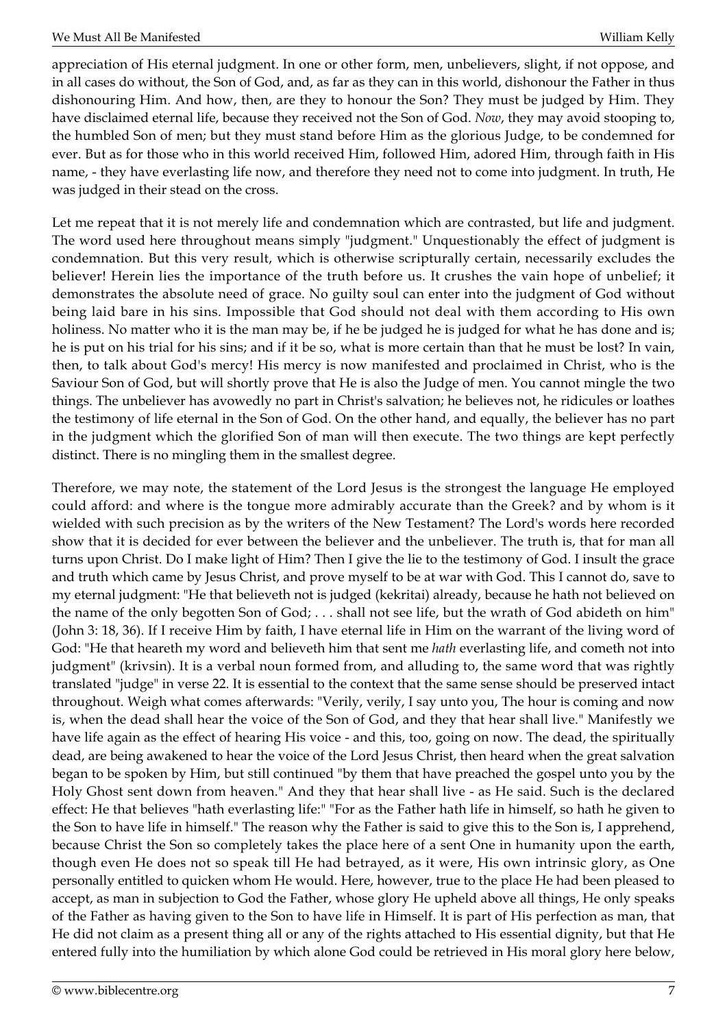appreciation of His eternal judgment. In one or other form, men, unbelievers, slight, if not oppose, and in all cases do without, the Son of God, and, as far as they can in this world, dishonour the Father in thus dishonouring Him. And how, then, are they to honour the Son? They must be judged by Him. They have disclaimed eternal life, because they received not the Son of God. *Now*, they may avoid stooping to, the humbled Son of men; but they must stand before Him as the glorious Judge, to be condemned for ever. But as for those who in this world received Him, followed Him, adored Him, through faith in His name, - they have everlasting life now, and therefore they need not to come into judgment. In truth, He was judged in their stead on the cross.

Let me repeat that it is not merely life and condemnation which are contrasted, but life and judgment. The word used here throughout means simply "judgment." Unquestionably the effect of judgment is condemnation. But this very result, which is otherwise scripturally certain, necessarily excludes the believer! Herein lies the importance of the truth before us. It crushes the vain hope of unbelief; it demonstrates the absolute need of grace. No guilty soul can enter into the judgment of God without being laid bare in his sins. Impossible that God should not deal with them according to His own holiness. No matter who it is the man may be, if he be judged he is judged for what he has done and is; he is put on his trial for his sins; and if it be so, what is more certain than that he must be lost? In vain, then, to talk about God's mercy! His mercy is now manifested and proclaimed in Christ, who is the Saviour Son of God, but will shortly prove that He is also the Judge of men. You cannot mingle the two things. The unbeliever has avowedly no part in Christ's salvation; he believes not, he ridicules or loathes the testimony of life eternal in the Son of God. On the other hand, and equally, the believer has no part in the judgment which the glorified Son of man will then execute. The two things are kept perfectly distinct. There is no mingling them in the smallest degree.

Therefore, we may note, the statement of the Lord Jesus is the strongest the language He employed could afford: and where is the tongue more admirably accurate than the Greek? and by whom is it wielded with such precision as by the writers of the New Testament? The Lord's words here recorded show that it is decided for ever between the believer and the unbeliever. The truth is, that for man all turns upon Christ. Do I make light of Him? Then I give the lie to the testimony of God. I insult the grace and truth which came by Jesus Christ, and prove myself to be at war with God. This I cannot do, save to my eternal judgment: "He that believeth not is judged (kekritai) already, because he hath not believed on the name of the only begotten Son of God; . . . shall not see life, but the wrath of God abideth on him" (John 3: 18, 36). If I receive Him by faith, I have eternal life in Him on the warrant of the living word of God: "He that heareth my word and believeth him that sent me *hath* everlasting life, and cometh not into judgment" (krivsin). It is a verbal noun formed from, and alluding to, the same word that was rightly translated "judge" in verse 22. It is essential to the context that the same sense should be preserved intact throughout. Weigh what comes afterwards: "Verily, verily, I say unto you, The hour is coming and now is, when the dead shall hear the voice of the Son of God, and they that hear shall live." Manifestly we have life again as the effect of hearing His voice - and this, too, going on now. The dead, the spiritually dead, are being awakened to hear the voice of the Lord Jesus Christ, then heard when the great salvation began to be spoken by Him, but still continued "by them that have preached the gospel unto you by the Holy Ghost sent down from heaven." And they that hear shall live - as He said. Such is the declared effect: He that believes "hath everlasting life:" "For as the Father hath life in himself, so hath he given to the Son to have life in himself." The reason why the Father is said to give this to the Son is, I apprehend, because Christ the Son so completely takes the place here of a sent One in humanity upon the earth, though even He does not so speak till He had betrayed, as it were, His own intrinsic glory, as One personally entitled to quicken whom He would. Here, however, true to the place He had been pleased to accept, as man in subjection to God the Father, whose glory He upheld above all things, He only speaks of the Father as having given to the Son to have life in Himself. It is part of His perfection as man, that He did not claim as a present thing all or any of the rights attached to His essential dignity, but that He entered fully into the humiliation by which alone God could be retrieved in His moral glory here below,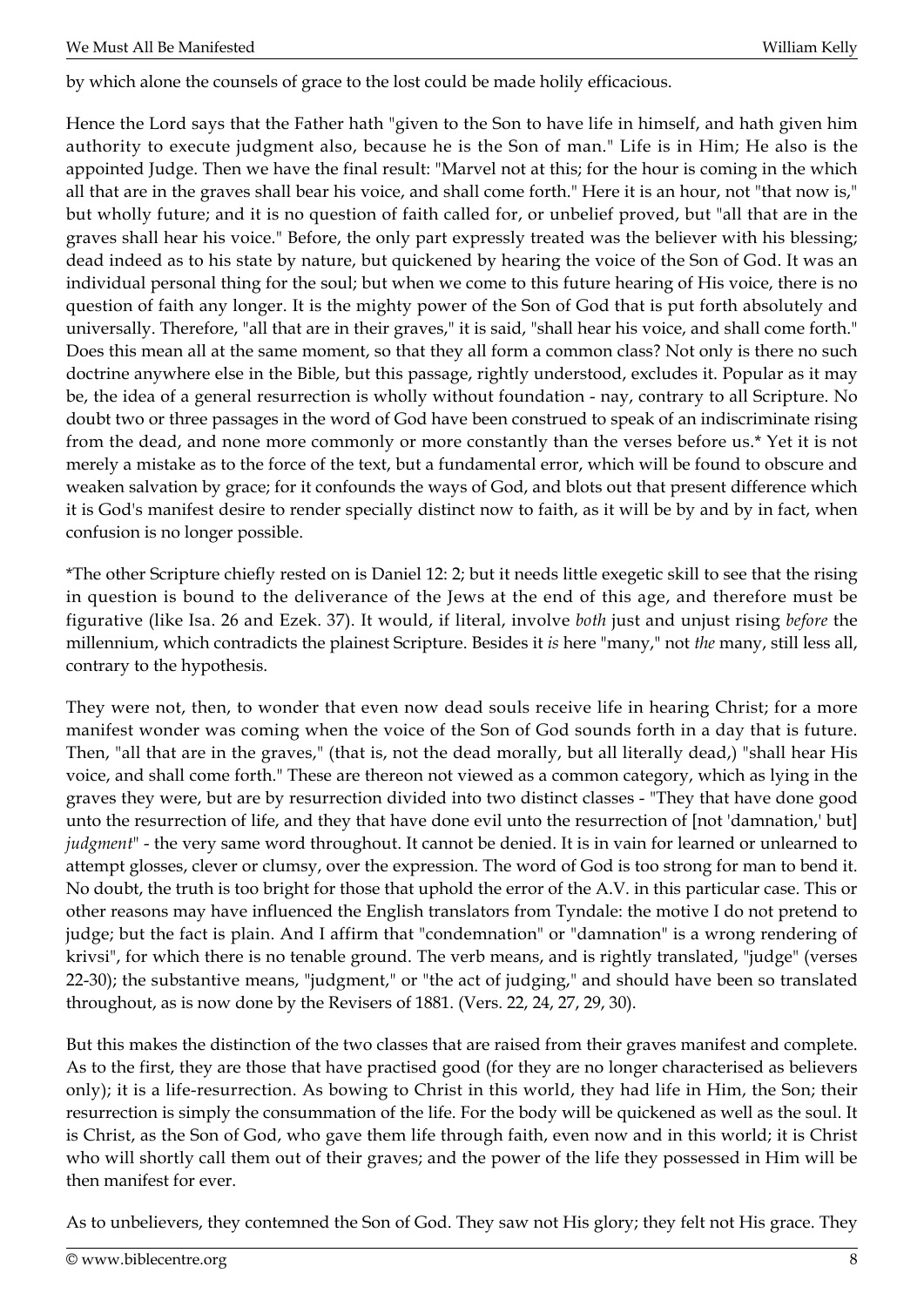by which alone the counsels of grace to the lost could be made holily efficacious.

Hence the Lord says that the Father hath "given to the Son to have life in himself, and hath given him authority to execute judgment also, because he is the Son of man." Life is in Him; He also is the appointed Judge. Then we have the final result: "Marvel not at this; for the hour is coming in the which all that are in the graves shall bear his voice, and shall come forth." Here it is an hour, not "that now is," but wholly future; and it is no question of faith called for, or unbelief proved, but "all that are in the graves shall hear his voice." Before, the only part expressly treated was the believer with his blessing; dead indeed as to his state by nature, but quickened by hearing the voice of the Son of God. It was an individual personal thing for the soul; but when we come to this future hearing of His voice, there is no question of faith any longer. It is the mighty power of the Son of God that is put forth absolutely and universally. Therefore, "all that are in their graves," it is said, "shall hear his voice, and shall come forth." Does this mean all at the same moment, so that they all form a common class? Not only is there no such doctrine anywhere else in the Bible, but this passage, rightly understood, excludes it. Popular as it may be, the idea of a general resurrection is wholly without foundation - nay, contrary to all Scripture. No doubt two or three passages in the word of God have been construed to speak of an indiscriminate rising from the dead, and none more commonly or more constantly than the verses before us.* Yet it is not merely a mistake as to the force of the text, but a fundamental error, which will be found to obscure and weaken salvation by grace; for it confounds the ways of God, and blots out that present difference which it is God's manifest desire to render specially distinct now to faith, as it will be by and by in fact, when confusion is no longer possible.

*The other Scripture chiefly rested on is Daniel 12: 2; but it needs little exegetic skill to see that the rising in question is bound to the deliverance of the Jews at the end of this age, and therefore must be figurative (like Isa. 26 and Ezek. 37). It would, if literal, involve *both* just and unjust rising *before* the millennium, which contradicts the plainest Scripture. Besides it *is* here "many," not *the* many, still less all, contrary to the hypothesis.

They were not, then, to wonder that even now dead souls receive life in hearing Christ; for a more manifest wonder was coming when the voice of the Son of God sounds forth in a day that is future. Then, "all that are in the graves," (that is, not the dead morally, but all literally dead,) "shall hear His voice, and shall come forth." These are thereon not viewed as a common category, which as lying in the graves they were, but are by resurrection divided into two distinct classes - "They that have done good unto the resurrection of life, and they that have done evil unto the resurrection of [not 'damnation,' but] *judgment*" - the very same word throughout. It cannot be denied. It is in vain for learned or unlearned to attempt glosses, clever or clumsy, over the expression. The word of God is too strong for man to bend it. No doubt, the truth is too bright for those that uphold the error of the A.V. in this particular case. This or other reasons may have influenced the English translators from Tyndale: the motive I do not pretend to judge; but the fact is plain. And I affirm that "condemnation" or "damnation" is a wrong rendering of krivsi", for which there is no tenable ground. The verb means, and is rightly translated, "judge" (verses 22-30); the substantive means, "judgment," or "the act of judging," and should have been so translated throughout, as is now done by the Revisers of 1881. (Vers. 22, 24, 27, 29, 30).

But this makes the distinction of the two classes that are raised from their graves manifest and complete. As to the first, they are those that have practised good (for they are no longer characterised as believers only); it is a life-resurrection. As bowing to Christ in this world, they had life in Him, the Son; their resurrection is simply the consummation of the life. For the body will be quickened as well as the soul. It is Christ, as the Son of God, who gave them life through faith, even now and in this world; it is Christ who will shortly call them out of their graves; and the power of the life they possessed in Him will be then manifest for ever.

As to unbelievers, they contemned the Son of God. They saw not His glory; they felt not His grace. They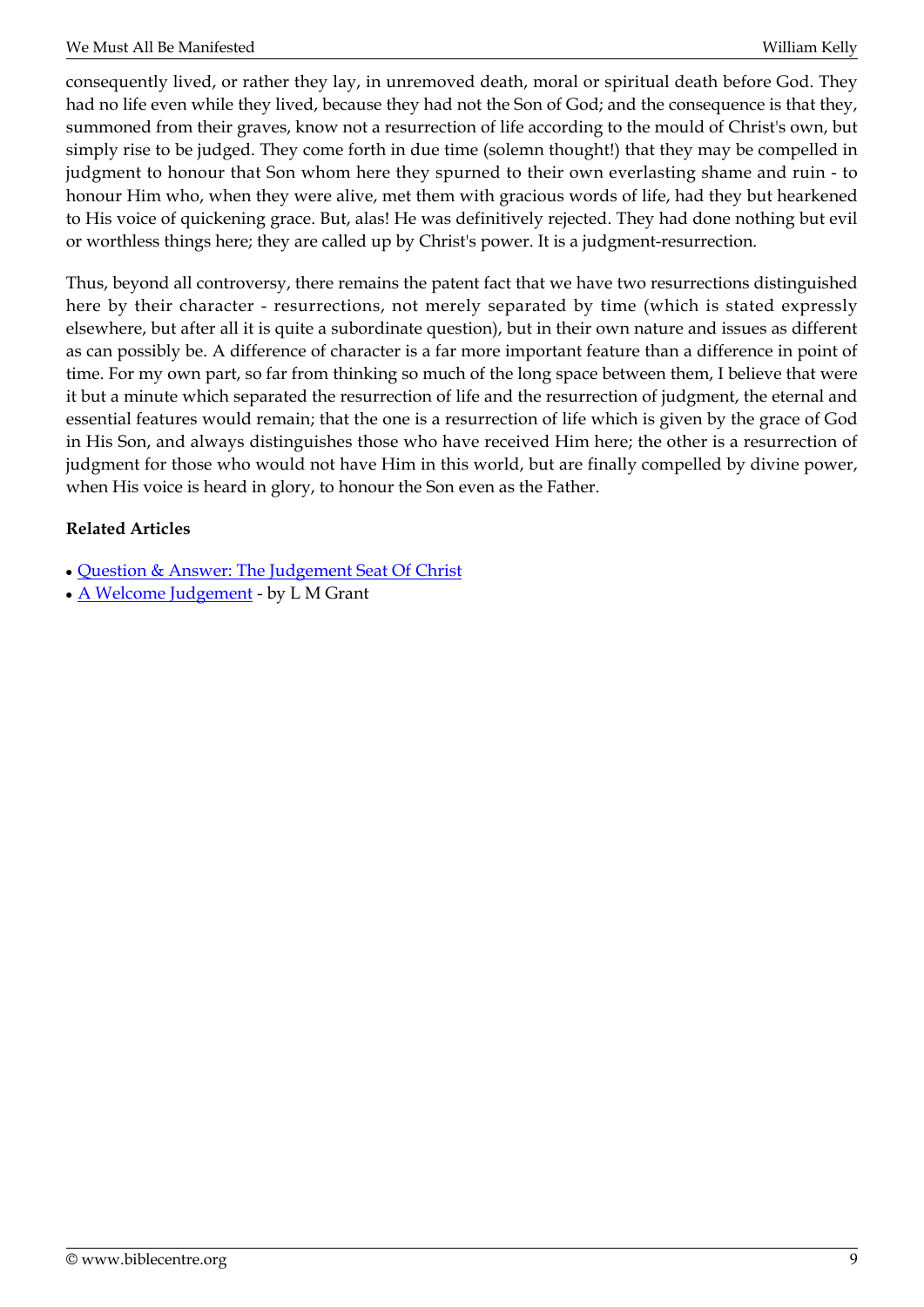consequently lived, or rather they lay, in unremoved death, moral or spiritual death before God. They had no life even while they lived, because they had not the Son of God; and the consequence is that they, summoned from their graves, know not a resurrection of life according to the mould of Christ's own, but simply rise to be judged. They come forth in due time (solemn thought!) that they may be compelled in judgment to honour that Son whom here they spurned to their own everlasting shame and ruin - to honour Him who, when they were alive, met them with gracious words of life, had they but hearkened to His voice of quickening grace. But, alas! He was definitively rejected. They had done nothing but evil or worthless things here; they are called up by Christ's power. It is a judgment-resurrection.

Thus, beyond all controversy, there remains the patent fact that we have two resurrections distinguished here by their character - resurrections, not merely separated by time (which is stated expressly elsewhere, but after all it is quite a subordinate question), but in their own nature and issues as different as can possibly be. A difference of character is a far more important feature than a difference in point of time. For my own part, so far from thinking so much of the long space between them, I believe that were it but a minute which separated the resurrection of life and the resurrection of judgment, the eternal and essential features would remain; that the one is a resurrection of life which is given by the grace of God in His Son, and always distinguishes those who have received Him here; the other is a resurrection of judgment for those who would not have Him in this world, but are finally compelled by divine power, when His voice is heard in glory, to honour the Son even as the Father.

**Related Articles**

- Question & Answer: The Judgement Seat Of Christ
- A Welcome Judgement - by L M Grant